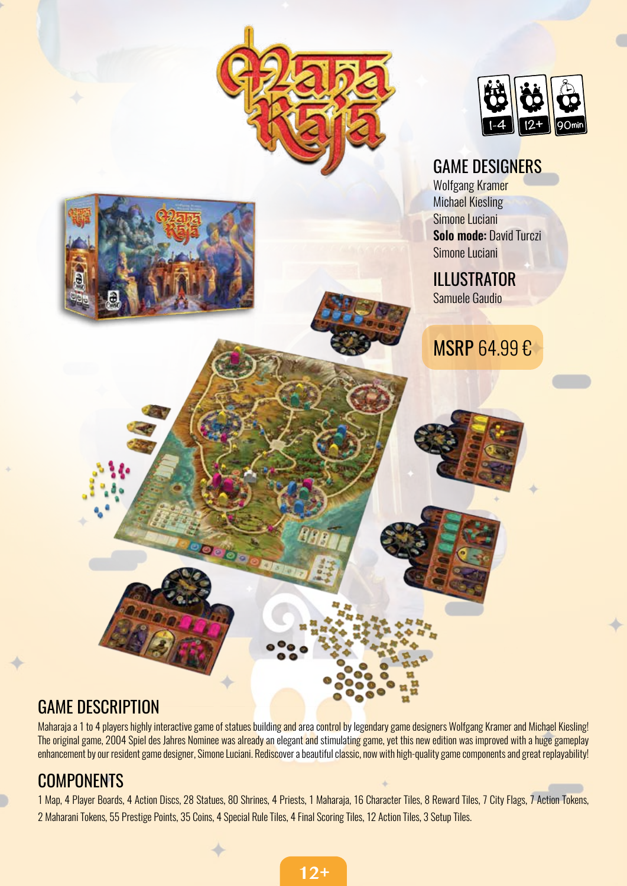# Maha Raja

1-4 | 12+ | 90min

## GAME DESIGNERS

Wolfgang Kramer
Michael Kiesling
Simone Luciani
**Solo mode:** David Turczi
Simone Luciani

## ILLUSTRATOR

Samuele Gaudio

MSRP 64.99 €

## GAME DESCRIPTION

Maharaja a 1 to 4 players highly interactive game of statues building and area control by legendary game designers Wolfgang Kramer and Michael Kiesling! The original game, 2004 Spiel des Jahres Nominee was already an elegant and stimulating game, yet this new edition was improved with a huge gameplay enhancement by our resident game designer, Simone Luciani. Rediscover a beautiful classic, now with high-quality game components and great replayability!

## COMPONENTS

1 Map, 4 Player Boards, 4 Action Discs, 28 Statues, 80 Shrines, 4 Priests, 1 Maharaja, 16 Character Tiles, 8 Reward Tiles, 7 City Flags, 7 Action Tokens, 2 Maharani Tokens, 55 Prestige Points, 35 Coins, 4 Special Rule Tiles, 4 Final Scoring Tiles, 12 Action Tiles, 3 Setup Tiles.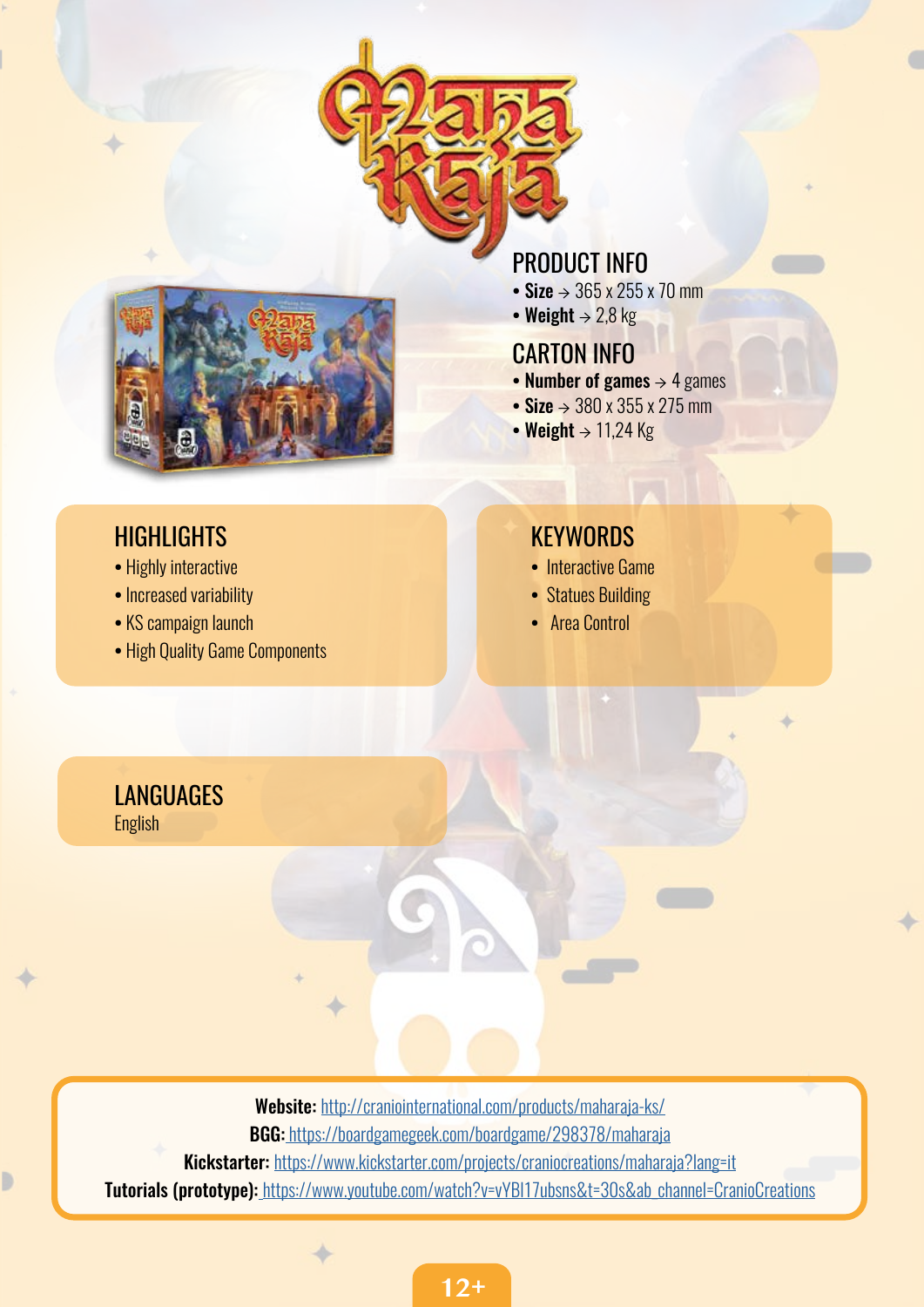# Maharaja

## PRODUCT INFO

- **Size** → 365 x 255 x 70 mm
- **Weight** → 2,8 kg

## CARTON INFO

- **Number of games** → 4 games
- **Size** → 380 x 355 x 275 mm
- **Weight** → 11,24 Kg

## HIGHLIGHTS

- Highly interactive
- Increased variability
- KS campaign launch
- High Quality Game Components

## KEYWORDS

- Interactive Game
- Statues Building
- Area Control

## LANGUAGES

English

**Website:** http://craniointernational.com/products/maharaja-ks/
**BGG:** https://boardgamegeek.com/boardgame/298378/maharaja
**Kickstarter:** https://www.kickstarter.com/projects/craniocreations/maharaja?lang=it
**Tutorials (prototype):** https://www.youtube.com/watch?v=vYBI17ubsns&t=30s&ab_channel=CranioCreations

12+